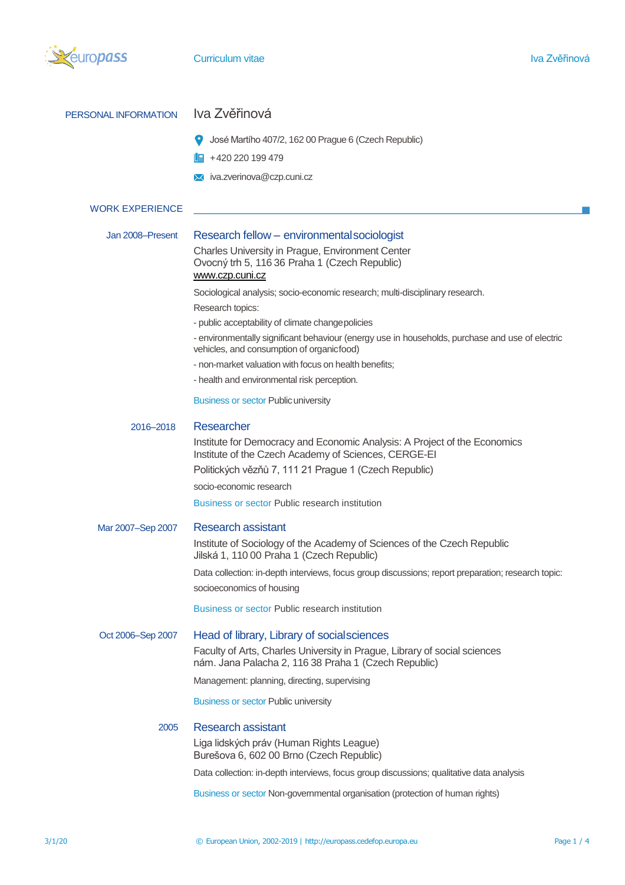# Curriculum vitae

## PERSONAL INFORMATION

### Iva Zvěřinová

José Martího 407/2, 162 00 Prague 6 (Czech Republic)

+420 220 199 479

iva.zverinova@czp.cuni.cz

## WORK EXPERIENCE

**Jan 2008–Present**

### Research fellow – environmental sociologist

Charles University in Prague, Environment Center
Ovocný trh 5, 116 36 Praha 1 (Czech Republic)
www.czp.cuni.cz

Sociological analysis; socio-economic research; multi-disciplinary research.

Research topics:

- public acceptability of climate change policies
- environmentally significant behaviour (energy use in households, purchase and use of electric vehicles, and consumption of organic food)
- non-market valuation with focus on health benefits;
- health and environmental risk perception.

Business or sector Public university

**2016–2018**

### Researcher

Institute for Democracy and Economic Analysis: A Project of the Economics Institute of the Czech Academy of Sciences, CERGE-EI
Politických vězňů 7, 111 21 Prague 1 (Czech Republic)

socio-economic research

Business or sector Public research institution

**Mar 2007–Sep 2007**

### Research assistant

Institute of Sociology of the Academy of Sciences of the Czech Republic
Jilská 1, 110 00 Praha 1 (Czech Republic)

Data collection: in-depth interviews, focus group discussions; report preparation; research topic: socioeconomics of housing

Business or sector Public research institution

**Oct 2006–Sep 2007**

### Head of library, Library of social sciences

Faculty of Arts, Charles University in Prague, Library of social sciences
nám. Jana Palacha 2, 116 38 Praha 1 (Czech Republic)

Management: planning, directing, supervising

Business or sector Public university

**2005**

### Research assistant

Liga lidských práv (Human Rights League)
Burešova 6, 602 00 Brno (Czech Republic)

Data collection: in-depth interviews, focus group discussions; qualitative data analysis

Business or sector Non-governmental organisation (protection of human rights)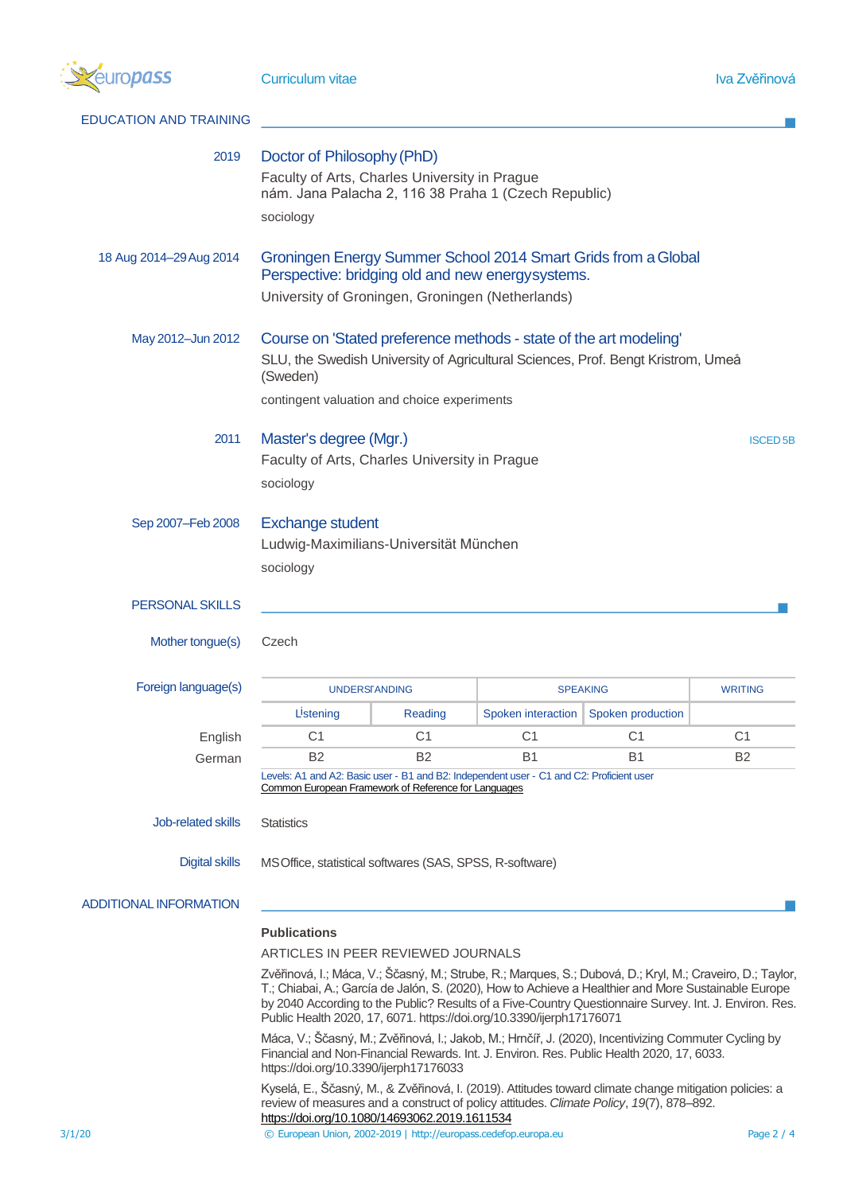## EDUCATION AND TRAINING

**2019**

### Doctor of Philosophy (PhD)

Faculty of Arts, Charles University in Prague
nám. Jana Palacha 2, 116 38 Praha 1 (Czech Republic)

sociology

**18 Aug 2014–29 Aug 2014**

### Groningen Energy Summer School 2014 Smart Grids from a Global Perspective: bridging old and new energysystems.

University of Groningen, Groningen (Netherlands)

**May 2012–Jun 2012**

### Course on 'Stated preference methods - state of the art modeling'

SLU, the Swedish University of Agricultural Sciences, Prof. Bengt Kristrom, Umeå (Sweden)

contingent valuation and choice experiments

**2011**

### Master's degree (Mgr.)

ISCED 5B

Faculty of Arts, Charles University in Prague

sociology

**Sep 2007–Feb 2008**

### Exchange student

Ludwig-Maximilians-Universität München

sociology

## PERSONAL SKILLS

**Mother tongue(s)**

Czech

**Foreign language(s)**

| | UNDERSTANDING | | SPEAKING | | WRITING |
|---|---|---|---|---|---|
| | Listening | Reading | Spoken interaction | Spoken production | |
| English | C1 | C1 | C1 | C1 | C1 |
| German | B2 | B2 | B1 | B1 | B2 |

Levels: A1 and A2: Basic user - B1 and B2: Independent user - C1 and C2: Proficient user
Common European Framework of Reference for Languages

**Job-related skills**

Statistics

**Digital skills**

MS Office, statistical softwares (SAS, SPSS, R-software)

## ADDITIONAL INFORMATION

**Publications**

ARTICLES IN PEER REVIEWED JOURNALS

Zvěřinová, I.; Máca, V.; Ščasný, M.; Strube, R.; Marques, S.; Dubová, D.; Kryl, M.; Craveiro, D.; Taylor, T.; Chiabai, A.; García de Jalón, S. (2020), How to Achieve a Healthier and More Sustainable Europe by 2040 According to the Public? Results of a Five-Country Questionnaire Survey. Int. J. Environ. Res. Public Health 2020, 17, 6071. https://doi.org/10.3390/ijerph17176071

Máca, V.; Ščasný, M.; Zvěřinová, I.; Jakob, M.; Hrnčíř, J. (2020), Incentivizing Commuter Cycling by Financial and Non-Financial Rewards. Int. J. Environ. Res. Public Health 2020, 17, 6033. https://doi.org/10.3390/ijerph17176033

Kyselá, E., Ščasný, M., & Zvěřinová, I. (2019). Attitudes toward climate change mitigation policies: a review of measures and a construct of policy attitudes. *Climate Policy*, *19*(7), 878–892. https://doi.org/10.1080/14693062.2019.1611534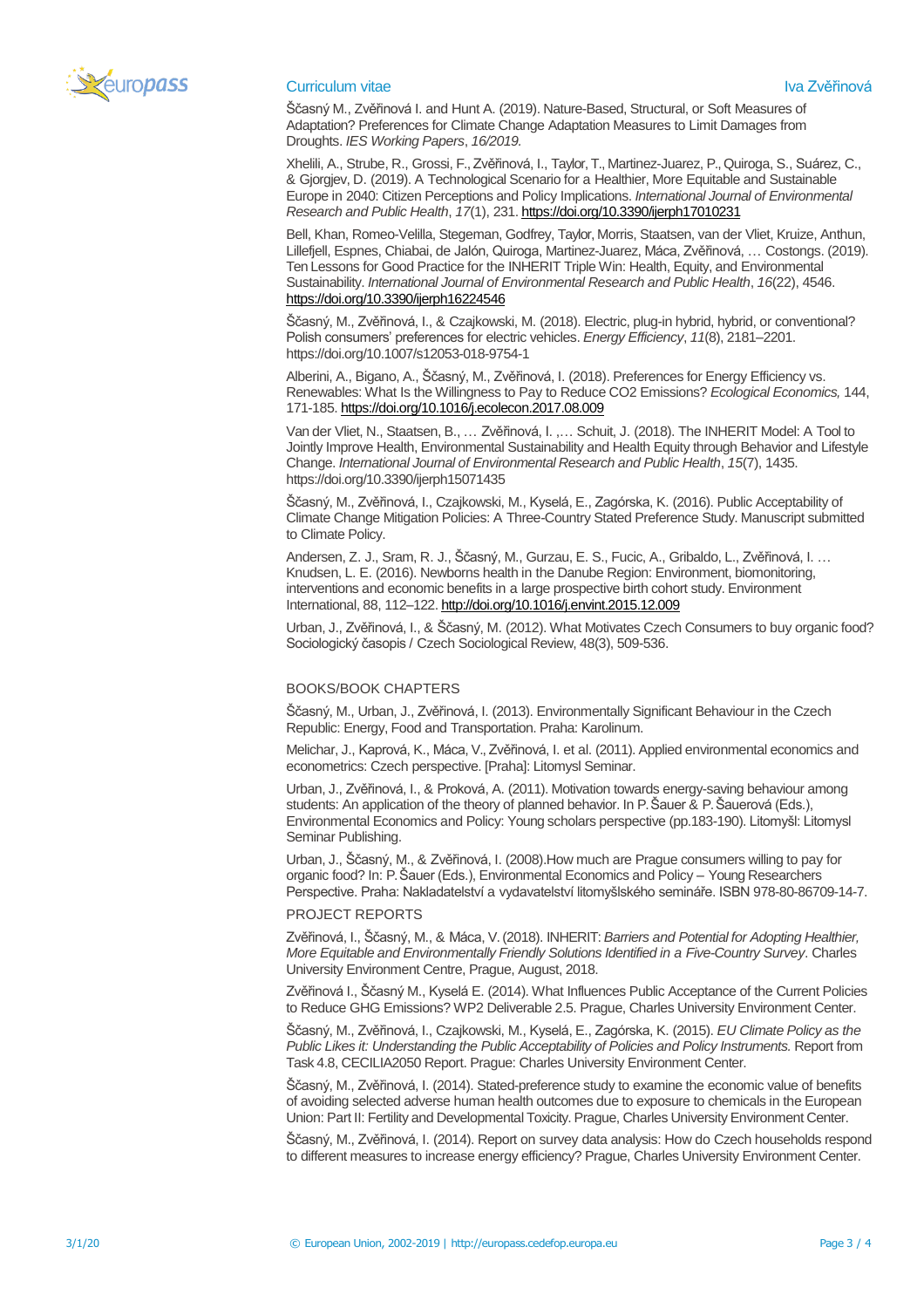Ščasný M., Zvěřinová I. and Hunt A. (2019). Nature-Based, Structural, or Soft Measures of Adaptation? Preferences for Climate Change Adaptation Measures to Limit Damages from Droughts. *IES Working Papers*, *16/2019*.

Xhelili, A., Strube, R., Grossi, F., Zvěřinová, I., Taylor, T., Martinez-Juarez, P., Quiroga, S., Suárez, C., & Gjorgjev, D. (2019). A Technological Scenario for a Healthier, More Equitable and Sustainable Europe in 2040: Citizen Perceptions and Policy Implications. *International Journal of Environmental Research and Public Health*, *17*(1), 231. https://doi.org/10.3390/ijerph17010231

Bell, Khan, Romeo-Velilla, Stegeman, Godfrey, Taylor, Morris, Staatsen, van der Vliet, Kruize, Anthun, Lillefjell, Espnes, Chiabai, de Jalón, Quiroga, Martinez-Juarez, Máca, Zvěřinová, … Costongs. (2019). Ten Lessons for Good Practice for the INHERIT Triple Win: Health, Equity, and Environmental Sustainability. *International Journal of Environmental Research and Public Health*, *16*(22), 4546. https://doi.org/10.3390/ijerph16224546

Ščasný, M., Zvěřinová, I., & Czajkowski, M. (2018). Electric, plug-in hybrid, hybrid, or conventional? Polish consumers' preferences for electric vehicles. *Energy Efficiency*, *11*(8), 2181–2201. https://doi.org/10.1007/s12053-018-9754-1

Alberini, A., Bigano, A., Ščasný, M., Zvěřinová, I. (2018). Preferences for Energy Efficiency vs. Renewables: What Is the Willingness to Pay to Reduce CO2 Emissions? *Ecological Economics,* 144, 171-185. https://doi.org/10.1016/j.ecolecon.2017.08.009

Van der Vliet, N., Staatsen, B., … Zvěřinová, I. ,… Schuit, J. (2018). The INHERIT Model: A Tool to Jointly Improve Health, Environmental Sustainability and Health Equity through Behavior and Lifestyle Change. *International Journal of Environmental Research and Public Health*, *15*(7), 1435. https://doi.org/10.3390/ijerph15071435

Ščasný, M., Zvěřinová, I., Czajkowski, M., Kyselá, E., Zagórska, K. (2016). Public Acceptability of Climate Change Mitigation Policies: A Three-Country Stated Preference Study. Manuscript submitted to Climate Policy.

Andersen, Z. J., Sram, R. J., Ščasný, M., Gurzau, E. S., Fucic, A., Gribaldo, L., Zvěřinová, I. … Knudsen, L. E. (2016). Newborns health in the Danube Region: Environment, biomonitoring, interventions and economic benefits in a large prospective birth cohort study. Environment International, 88, 112–122. http://doi.org/10.1016/j.envint.2015.12.009

Urban, J., Zvěřinová, I., & Ščasný, M. (2012). What Motivates Czech Consumers to buy organic food? Sociologický časopis / Czech Sociological Review, 48(3), 509-536.

BOOKS/BOOK CHAPTERS

Ščasný, M., Urban, J., Zvěřinová, I. (2013). Environmentally Significant Behaviour in the Czech Republic: Energy, Food and Transportation. Praha: Karolinum.

Melichar, J., Kaprová, K., Máca, V., Zvěřinová, I. et al. (2011). Applied environmental economics and econometrics: Czech perspective. [Praha]: Litomysl Seminar.

Urban, J., Zvěřinová, I., & Proková, A. (2011). Motivation towards energy-saving behaviour among students: An application of the theory of planned behavior. In P. Šauer & P. Šauerová (Eds.), Environmental Economics and Policy: Young scholars perspective (pp.183-190). Litomyšl: Litomysl Seminar Publishing.

Urban, J., Ščasný, M., & Zvěřinová, I. (2008).How much are Prague consumers willing to pay for organic food? In: P. Šauer (Eds.), Environmental Economics and Policy – Young Researchers Perspective. Praha: Nakladatelství a vydavatelství litomyšlského semináře. ISBN 978-80-86709-14-7.

PROJECT REPORTS

Zvěřinová, I., Ščasný, M., & Máca, V. (2018). INHERIT: *Barriers and Potential for Adopting Healthier, More Equitable and Environmentally Friendly Solutions Identified in a Five-Country Survey*. Charles University Environment Centre, Prague, August, 2018.

Zvěřinová I., Ščasný M., Kyselá E. (2014). What Influences Public Acceptance of the Current Policies to Reduce GHG Emissions? WP2 Deliverable 2.5. Prague, Charles University Environment Center.

Ščasný, M., Zvěřinová, I., Czajkowski, M., Kyselá, E., Zagórska, K. (2015). *EU Climate Policy as the Public Likes it: Understanding the Public Acceptability of Policies and Policy Instruments.* Report from Task 4.8, CECILIA2050 Report. Prague: Charles University Environment Center.

Ščasný, M., Zvěřinová, I. (2014). Stated-preference study to examine the economic value of benefits of avoiding selected adverse human health outcomes due to exposure to chemicals in the European Union: Part II: Fertility and Developmental Toxicity. Prague, Charles University Environment Center.

Ščasný, M., Zvěřinová, I. (2014). Report on survey data analysis: How do Czech households respond to different measures to increase energy efficiency? Prague, Charles University Environment Center.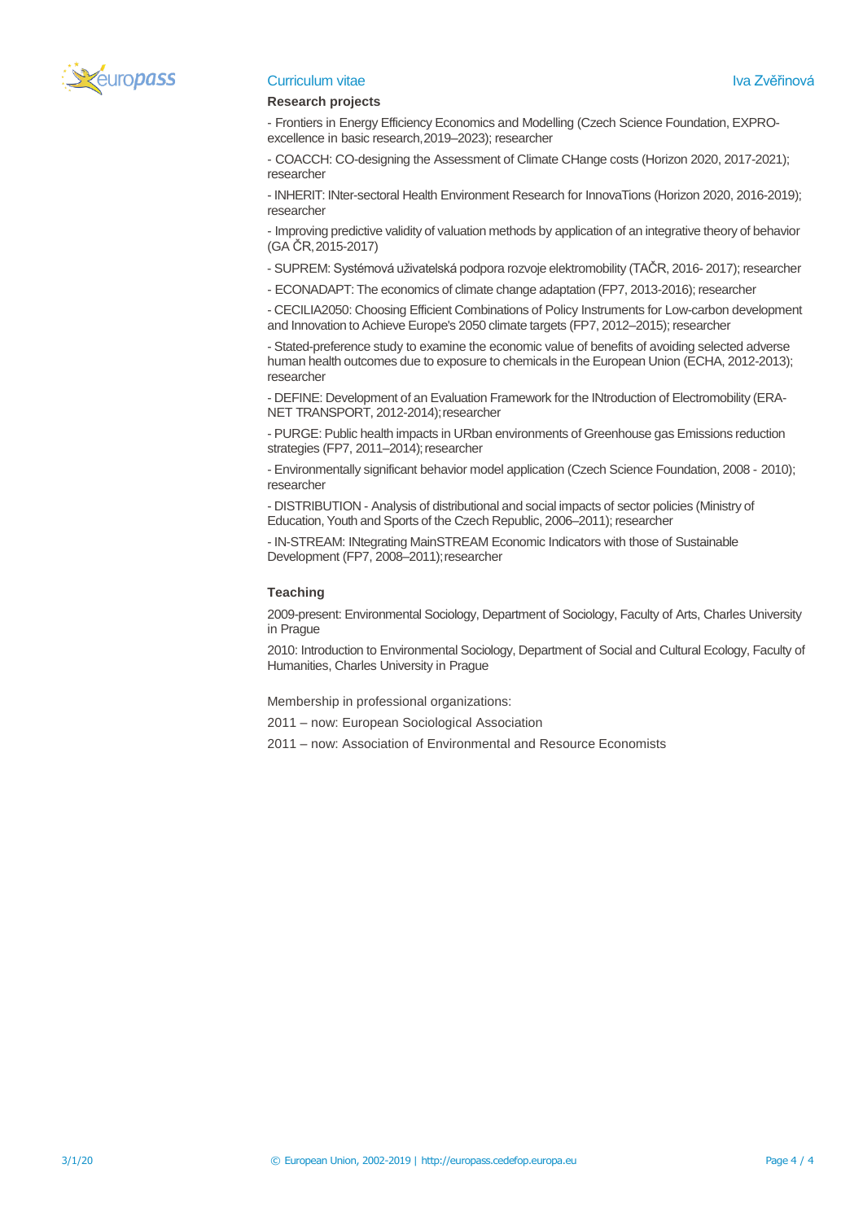## Research projects

- Frontiers in Energy Efficiency Economics and Modelling (Czech Science Foundation, EXPRO-excellence in basic research,2019–2023); researcher

- COACCH: CO-designing the Assessment of Climate CHange costs (Horizon 2020, 2017-2021); researcher

- INHERIT: INter-sectoral Health Environment Research for InnovaTions (Horizon 2020, 2016-2019); researcher

- Improving predictive validity of valuation methods by application of an integrative theory of behavior (GA ČR, 2015-2017)

- SUPREM: Systémová uživatelská podpora rozvoje elektromobility (TAČR, 2016- 2017); researcher

- ECONADAPT: The economics of climate change adaptation (FP7, 2013-2016); researcher

- CECILIA2050: Choosing Efficient Combinations of Policy Instruments for Low-carbon development and Innovation to Achieve Europe's 2050 climate targets (FP7, 2012–2015); researcher

- Stated-preference study to examine the economic value of benefits of avoiding selected adverse human health outcomes due to exposure to chemicals in the European Union (ECHA, 2012-2013); researcher

- DEFINE: Development of an Evaluation Framework for the INtroduction of Electromobility (ERA-NET TRANSPORT, 2012-2014); researcher

- PURGE: Public health impacts in URban environments of Greenhouse gas Emissions reduction strategies (FP7, 2011–2014); researcher

- Environmentally significant behavior model application (Czech Science Foundation, 2008 - 2010); researcher

- DISTRIBUTION - Analysis of distributional and social impacts of sector policies (Ministry of Education, Youth and Sports of the Czech Republic, 2006–2011); researcher

- IN-STREAM: INtegrating MainSTREAM Economic Indicators with those of Sustainable Development (FP7, 2008–2011); researcher

## Teaching

2009-present: Environmental Sociology, Department of Sociology, Faculty of Arts, Charles University in Prague

2010: Introduction to Environmental Sociology, Department of Social and Cultural Ecology, Faculty of Humanities, Charles University in Prague

Membership in professional organizations:

2011 – now: European Sociological Association

2011 – now: Association of Environmental and Resource Economists